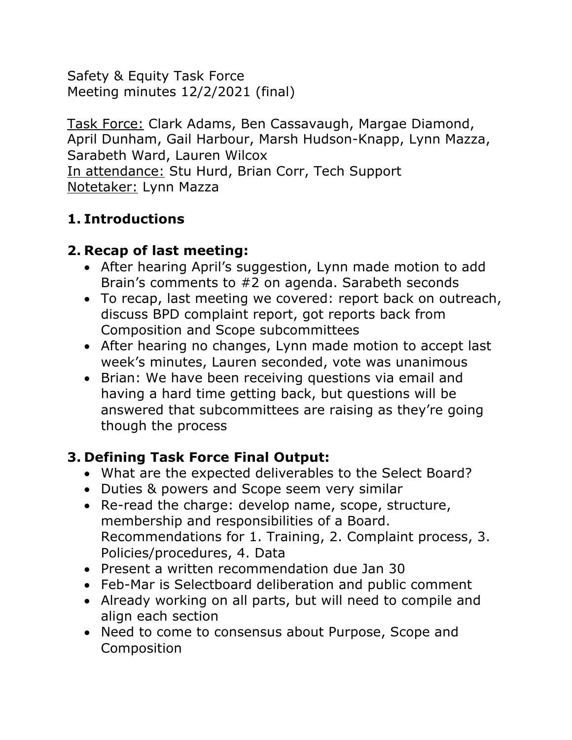Safety & Equity Task Force
Meeting minutes 12/2/2021 (final)

<u>Task Force:</u> Clark Adams, Ben Cassavaugh, Margae Diamond, April Dunham, Gail Harbour, Marsh Hudson-Knapp, Lynn Mazza, Sarabeth Ward, Lauren Wilcox
<u>In attendance:</u> Stu Hurd, Brian Corr, Tech Support
<u>Notetaker:</u> Lynn Mazza

## 1. Introductions

## 2. Recap of last meeting:

- After hearing April's suggestion, Lynn made motion to add Brain's comments to #2 on agenda. Sarabeth seconds
- To recap, last meeting we covered: report back on outreach, discuss BPD complaint report, got reports back from Composition and Scope subcommittees
- After hearing no changes, Lynn made motion to accept last week's minutes, Lauren seconded, vote was unanimous
- Brian: We have been receiving questions via email and having a hard time getting back, but questions will be answered that subcommittees are raising as they're going though the process

## 3. Defining Task Force Final Output:

- What are the expected deliverables to the Select Board?
- Duties & powers and Scope seem very similar
- Re-read the charge: develop name, scope, structure, membership and responsibilities of a Board. Recommendations for 1. Training, 2. Complaint process, 3. Policies/procedures, 4. Data
- Present a written recommendation due Jan 30
- Feb-Mar is Selectboard deliberation and public comment
- Already working on all parts, but will need to compile and align each section
- Need to come to consensus about Purpose, Scope and Composition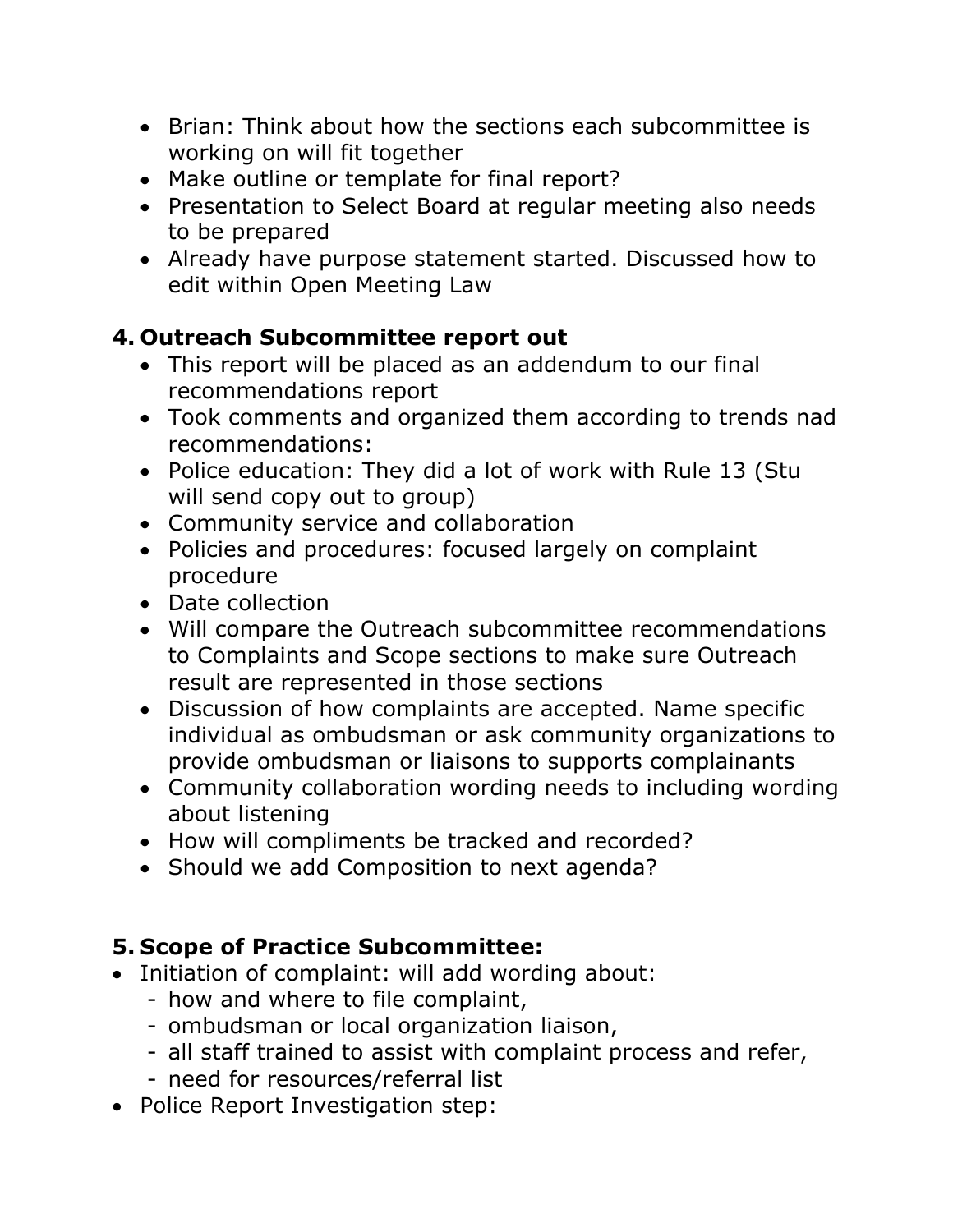- Brian: Think about how the sections each subcommittee is working on will fit together
- Make outline or template for final report?
- Presentation to Select Board at regular meeting also needs to be prepared
- Already have purpose statement started. Discussed how to edit within Open Meeting Law

## 4. Outreach Subcommittee report out

- This report will be placed as an addendum to our final recommendations report
- Took comments and organized them according to trends nad recommendations:
- Police education: They did a lot of work with Rule 13 (Stu will send copy out to group)
- Community service and collaboration
- Policies and procedures: focused largely on complaint procedure
- Date collection
- Will compare the Outreach subcommittee recommendations to Complaints and Scope sections to make sure Outreach result are represented in those sections
- Discussion of how complaints are accepted. Name specific individual as ombudsman or ask community organizations to provide ombudsman or liaisons to supports complainants
- Community collaboration wording needs to including wording about listening
- How will compliments be tracked and recorded?
- Should we add Composition to next agenda?

## 5. Scope of Practice Subcommittee:

- Initiation of complaint: will add wording about:
  - how and where to file complaint,
  - ombudsman or local organization liaison,
  - all staff trained to assist with complaint process and refer,
  - need for resources/referral list
- Police Report Investigation step: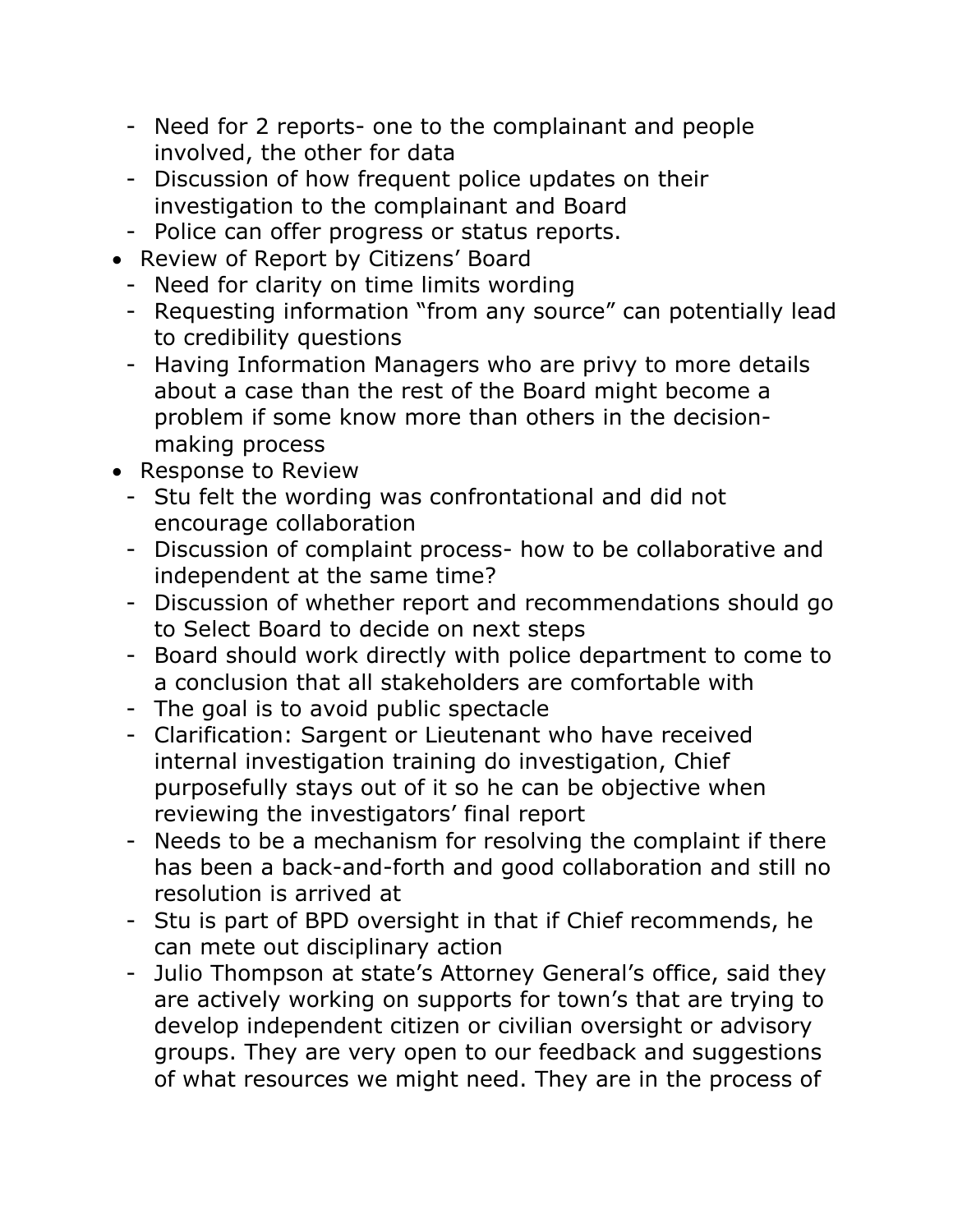- Need for 2 reports- one to the complainant and people involved, the other for data
  - Discussion of how frequent police updates on their investigation to the complainant and Board
  - Police can offer progress or status reports.
- Review of Report by Citizens' Board
  - Need for clarity on time limits wording
  - Requesting information "from any source" can potentially lead to credibility questions
  - Having Information Managers who are privy to more details about a case than the rest of the Board might become a problem if some know more than others in the decision-making process
- Response to Review
  - Stu felt the wording was confrontational and did not encourage collaboration
  - Discussion of complaint process- how to be collaborative and independent at the same time?
  - Discussion of whether report and recommendations should go to Select Board to decide on next steps
  - Board should work directly with police department to come to a conclusion that all stakeholders are comfortable with
  - The goal is to avoid public spectacle
  - Clarification: Sargent or Lieutenant who have received internal investigation training do investigation, Chief purposefully stays out of it so he can be objective when reviewing the investigators' final report
  - Needs to be a mechanism for resolving the complaint if there has been a back-and-forth and good collaboration and still no resolution is arrived at
  - Stu is part of BPD oversight in that if Chief recommends, he can mete out disciplinary action
  - Julio Thompson at state's Attorney General's office, said they are actively working on supports for town's that are trying to develop independent citizen or civilian oversight or advisory groups. They are very open to our feedback and suggestions of what resources we might need. They are in the process of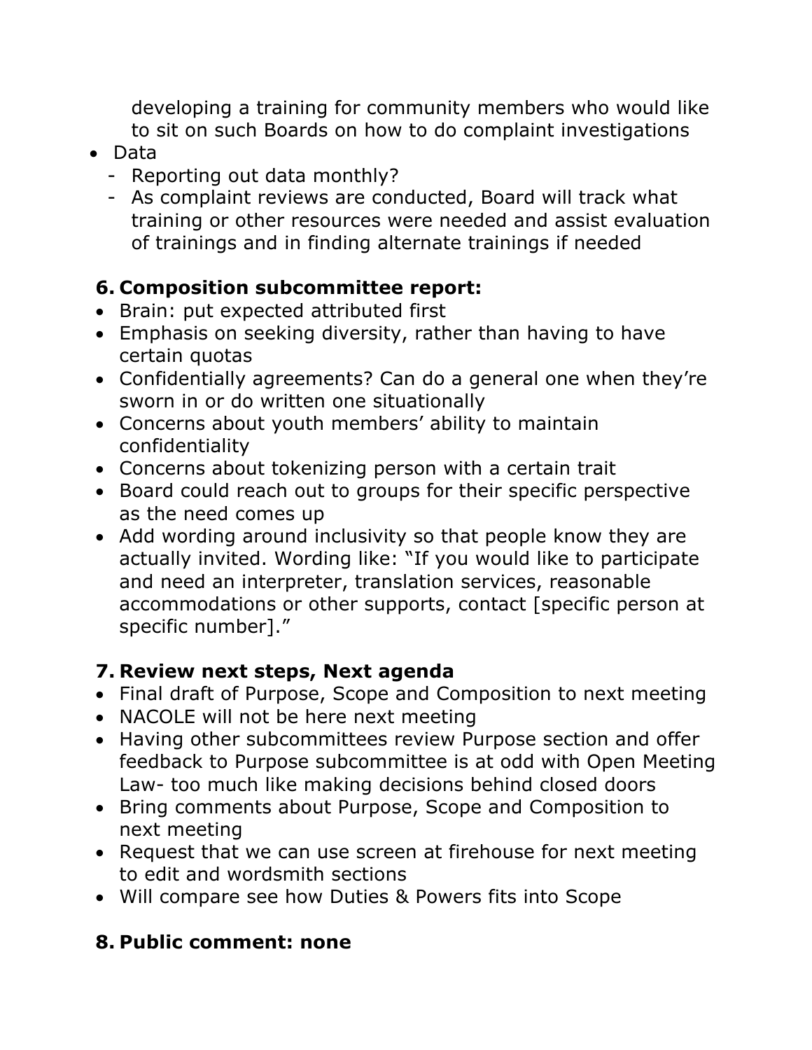developing a training for community members who would like to sit on such Boards on how to do complaint investigations

- Data
  - Reporting out data monthly?
  - As complaint reviews are conducted, Board will track what training or other resources were needed and assist evaluation of trainings and in finding alternate trainings if needed

## 6. Composition subcommittee report:

- Brain: put expected attributed first
- Emphasis on seeking diversity, rather than having to have certain quotas
- Confidentially agreements? Can do a general one when they're sworn in or do written one situationally
- Concerns about youth members' ability to maintain confidentiality
- Concerns about tokenizing person with a certain trait
- Board could reach out to groups for their specific perspective as the need comes up
- Add wording around inclusivity so that people know they are actually invited. Wording like: "If you would like to participate and need an interpreter, translation services, reasonable accommodations or other supports, contact [specific person at specific number]."

## 7. Review next steps, Next agenda

- Final draft of Purpose, Scope and Composition to next meeting
- NACOLE will not be here next meeting
- Having other subcommittees review Purpose section and offer feedback to Purpose subcommittee is at odd with Open Meeting Law- too much like making decisions behind closed doors
- Bring comments about Purpose, Scope and Composition to next meeting
- Request that we can use screen at firehouse for next meeting to edit and wordsmith sections
- Will compare see how Duties & Powers fits into Scope

## 8. Public comment: none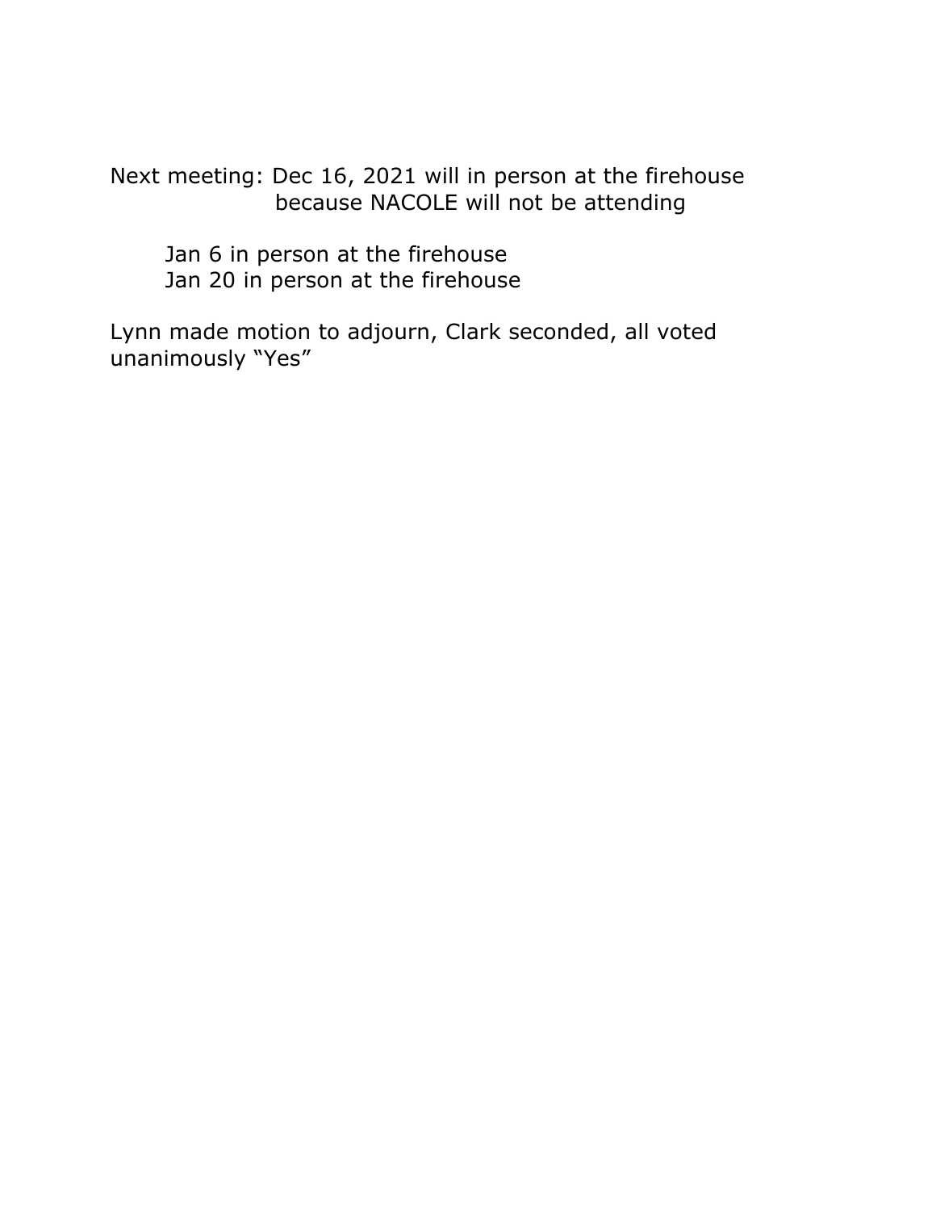Next meeting: Dec 16, 2021 will in person at the firehouse
because NACOLE will not be attending

Jan 6 in person at the firehouse
Jan 20 in person at the firehouse

Lynn made motion to adjourn, Clark seconded, all voted unanimously "Yes"